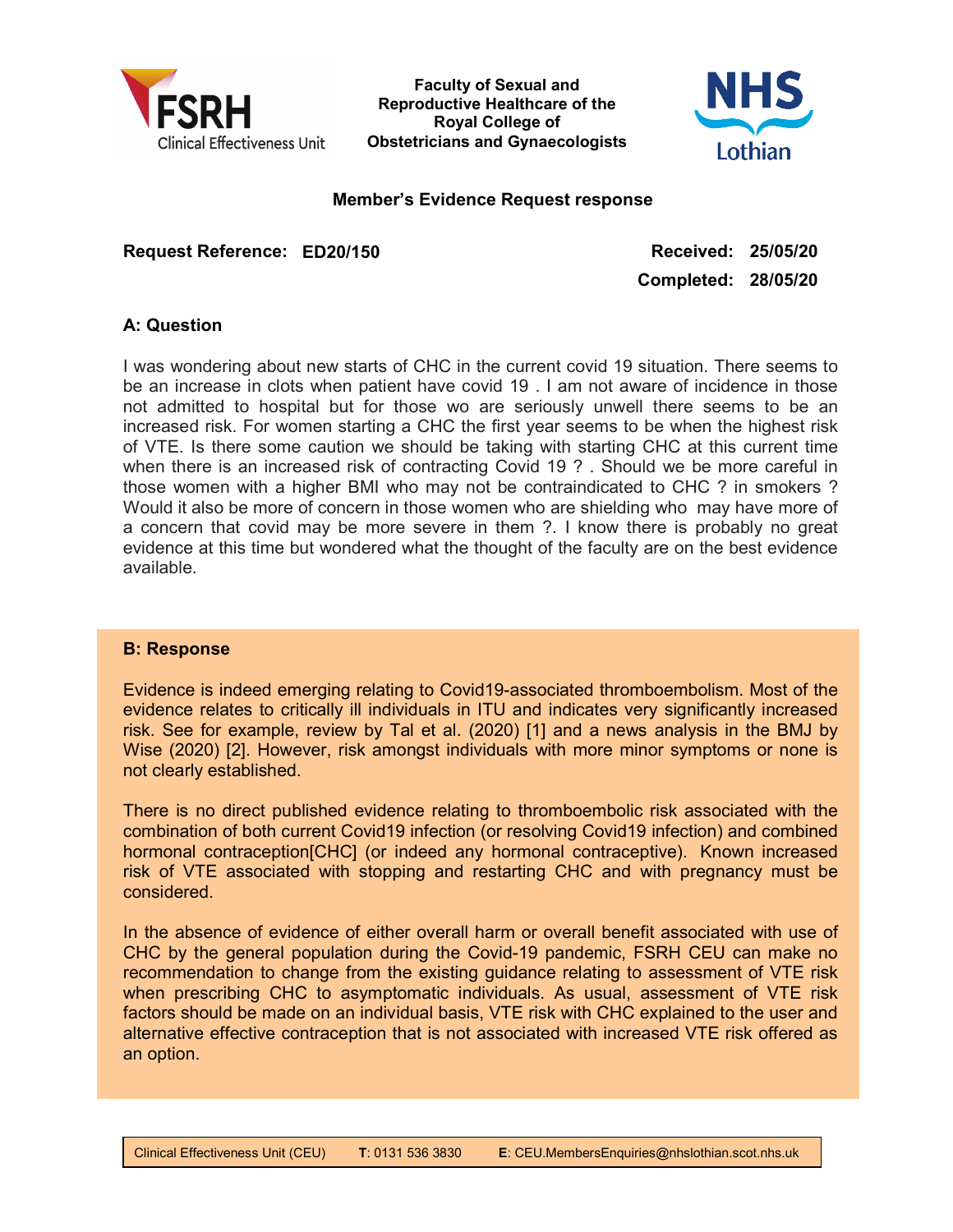Faculty of Sexual and Reproductive Healthcare of the Royal College of Obstetricians and Gynaecologists

FSRH Clinical Effectiveness Unit

NHS Lothian

## Member's Evidence Request response

**Request Reference: ED20/150**

**Received: 25/05/20**

**Completed: 28/05/20**

### A: Question

I was wondering about new starts of CHC in the current covid 19 situation. There seems to be an increase in clots when patient have covid 19 . I am not aware of incidence in those not admitted to hospital but for those wo are seriously unwell there seems to be an increased risk. For women starting a CHC the first year seems to be when the highest risk of VTE. Is there some caution we should be taking with starting CHC at this current time when there is an increased risk of contracting Covid 19 ? . Should we be more careful in those women with a higher BMI who may not be contraindicated to CHC ? in smokers ? Would it also be more of concern in those women who are shielding who may have more of a concern that covid may be more severe in them ?. I know there is probably no great evidence at this time but wondered what the thought of the faculty are on the best evidence available.

### B: Response

Evidence is indeed emerging relating to Covid19-associated thromboembolism. Most of the evidence relates to critically ill individuals in ITU and indicates very significantly increased risk. See for example, review by Tal et al. (2020) [1] and a news analysis in the BMJ by Wise (2020) [2]. However, risk amongst individuals with more minor symptoms or none is not clearly established.

There is no direct published evidence relating to thromboembolic risk associated with the combination of both current Covid19 infection (or resolving Covid19 infection) and combined hormonal contraception[CHC] (or indeed any hormonal contraceptive). Known increased risk of VTE associated with stopping and restarting CHC and with pregnancy must be considered.

In the absence of evidence of either overall harm or overall benefit associated with use of CHC by the general population during the Covid-19 pandemic, FSRH CEU can make no recommendation to change from the existing guidance relating to assessment of VTE risk when prescribing CHC to asymptomatic individuals. As usual, assessment of VTE risk factors should be made on an individual basis, VTE risk with CHC explained to the user and alternative effective contraception that is not associated with increased VTE risk offered as an option.

Clinical Effectiveness Unit (CEU) **T**: 0131 536 3830 **E**: CEU.MembersEnquiries@nhslothian.scot.nhs.uk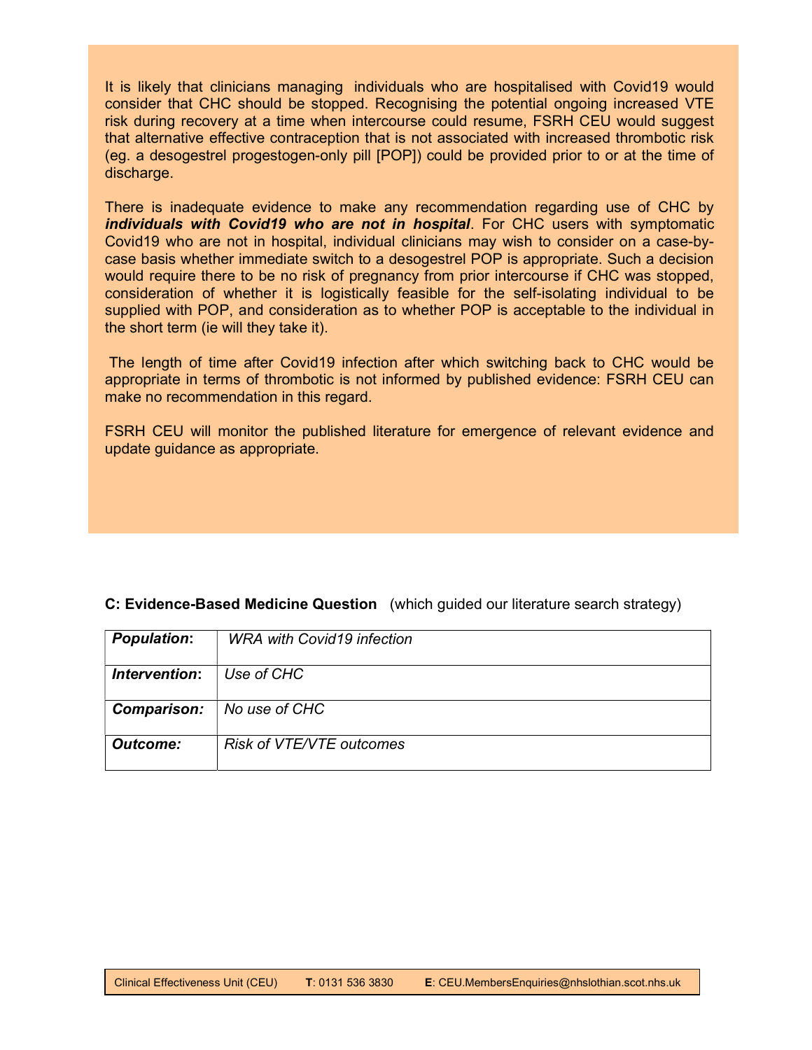It is likely that clinicians managing individuals who are hospitalised with Covid19 would consider that CHC should be stopped. Recognising the potential ongoing increased VTE risk during recovery at a time when intercourse could resume, FSRH CEU would suggest that alternative effective contraception that is not associated with increased thrombotic risk (eg. a desogestrel progestogen-only pill [POP]) could be provided prior to or at the time of discharge.

There is inadequate evidence to make any recommendation regarding use of CHC by ***individuals with Covid19 who are not in hospital***. For CHC users with symptomatic Covid19 who are not in hospital, individual clinicians may wish to consider on a case-by-case basis whether immediate switch to a desogestrel POP is appropriate. Such a decision would require there to be no risk of pregnancy from prior intercourse if CHC was stopped, consideration of whether it is logistically feasible for the self-isolating individual to be supplied with POP, and consideration as to whether POP is acceptable to the individual in the short term (ie will they take it).

The length of time after Covid19 infection after which switching back to CHC would be appropriate in terms of thrombotic is not informed by published evidence: FSRH CEU can make no recommendation in this regard.

FSRH CEU will monitor the published literature for emergence of relevant evidence and update guidance as appropriate.

**C: Evidence-Based Medicine Question** (which guided our literature search strategy)

| | |
|---|---|
| ***Population*:** | *WRA with Covid19 infection* |
| ***Intervention*:** | *Use of CHC* |
| ***Comparison:*** | *No use of CHC* |
| ***Outcome:*** | *Risk of VTE/VTE outcomes* |

Clinical Effectiveness Unit (CEU) **T**: 0131 536 3830 **E**: CEU.MembersEnquiries@nhslothian.scot.nhs.uk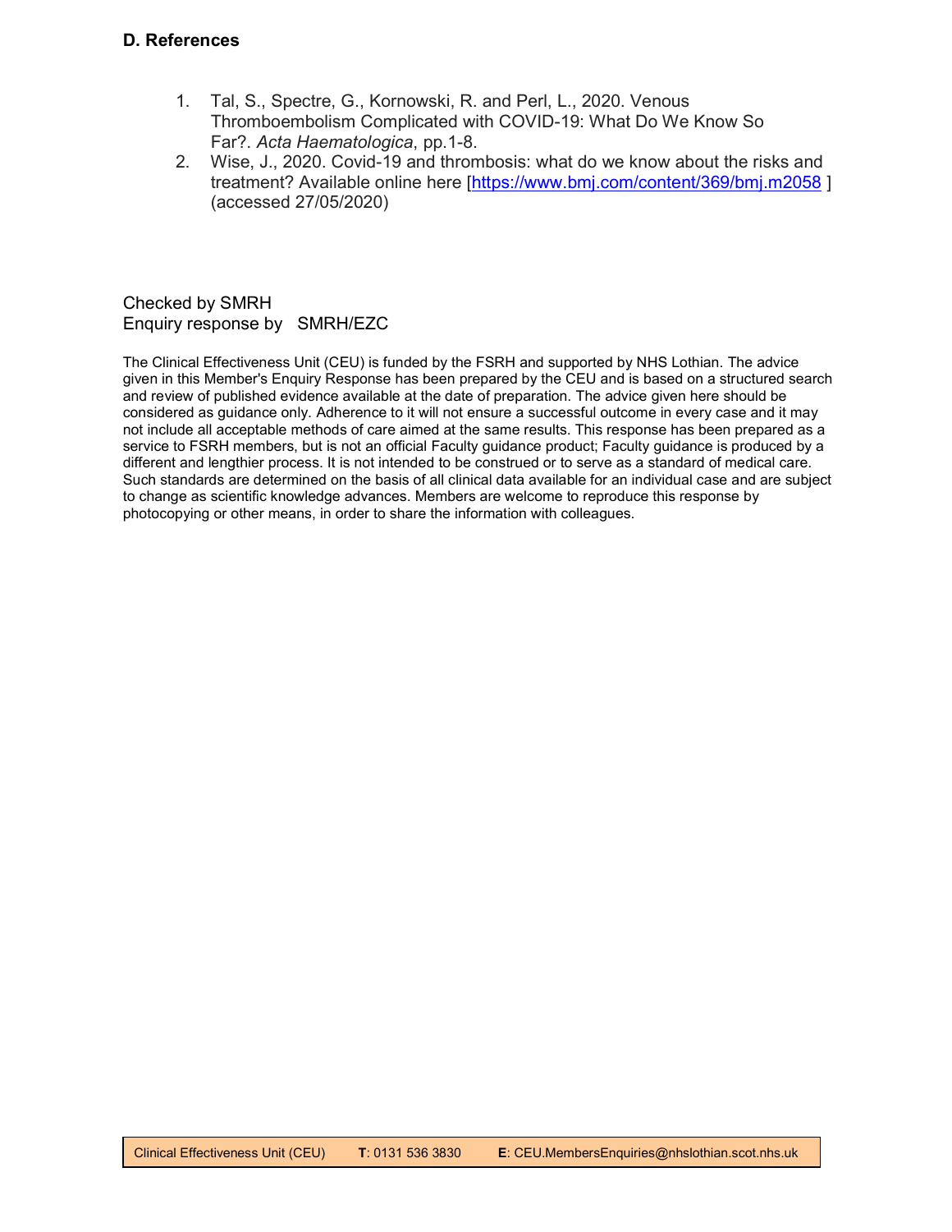### D. References

1. Tal, S., Spectre, G., Kornowski, R. and Perl, L., 2020. Venous Thromboembolism Complicated with COVID-19: What Do We Know So Far?. *Acta Haematologica*, pp.1-8.
2. Wise, J., 2020. Covid-19 and thrombosis: what do we know about the risks and treatment? Available online here [https://www.bmj.com/content/369/bmj.m2058 ] (accessed 27/05/2020)

Checked by SMRH
Enquiry response by SMRH/EZC

The Clinical Effectiveness Unit (CEU) is funded by the FSRH and supported by NHS Lothian. The advice given in this Member's Enquiry Response has been prepared by the CEU and is based on a structured search and review of published evidence available at the date of preparation. The advice given here should be considered as guidance only. Adherence to it will not ensure a successful outcome in every case and it may not include all acceptable methods of care aimed at the same results. This response has been prepared as a service to FSRH members, but is not an official Faculty guidance product; Faculty guidance is produced by a different and lengthier process. It is not intended to be construed or to serve as a standard of medical care. Such standards are determined on the basis of all clinical data available for an individual case and are subject to change as scientific knowledge advances. Members are welcome to reproduce this response by photocopying or other means, in order to share the information with colleagues.